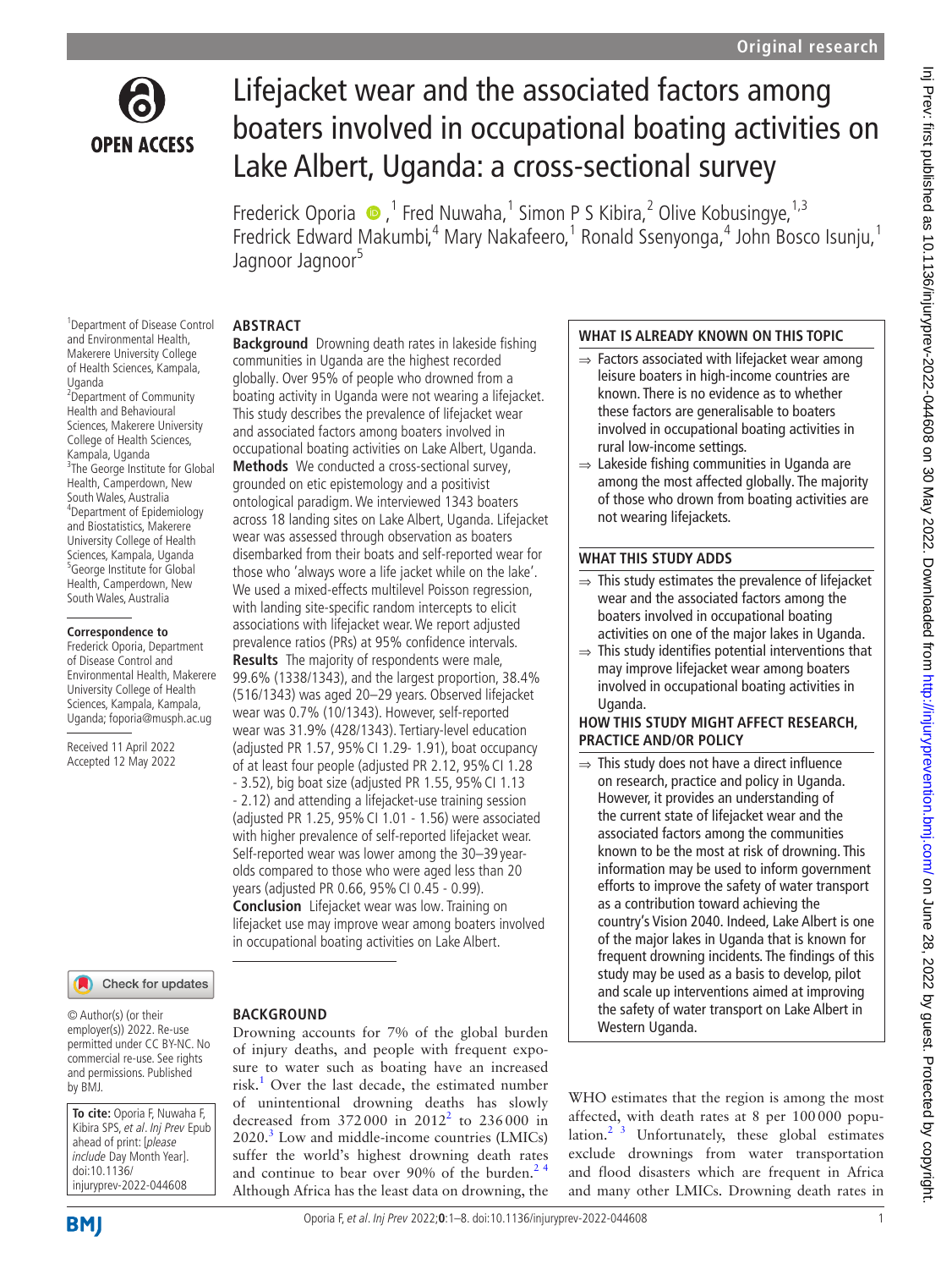Original research

# Lifejacket wear and the associated factors among boaters involved in occupational boating activities on Lake Albert, Uganda: a cross-sectional survey

Frederick Oporia,[1] Fred Nuwaha,[1] Simon P S Kibira,[2] Olive Kobusingye,[1,3] Fredrick Edward Makumbi,[4] Mary Nakafeero,[1] Ronald Ssenyonga,[4] John Bosco Isunju,[1] Jagnoor Jagnoor[5]

[1]Department of Disease Control and Environmental Health, Makerere University College of Health Sciences, Kampala, Uganda
[2]Department of Community Health and Behavioural Sciences, Makerere University College of Health Sciences, Kampala, Uganda
[3]The George Institute for Global Health, Camperdown, New South Wales, Australia
[4]Department of Epidemiology and Biostatistics, Makerere University College of Health Sciences, Kampala, Uganda
[5]George Institute for Global Health, Camperdown, New South Wales, Australia

**Correspondence to**
Frederick Oporia, Department of Disease Control and Environmental Health, Makerere University College of Health Sciences, Kampala, Kampala, Uganda; foporia@musph.ac.ug

Received 11 April 2022
Accepted 12 May 2022

© Author(s) (or their employer(s)) 2022. Re-use permitted under CC BY-NC. No commercial re-use. See rights and permissions. Published by BMJ.

**To cite:** Oporia F, Nuwaha F, Kibira SPS, *et al*. *Inj Prev* Epub ahead of print: [*please include* Day Month Year]. doi:10.1136/injuryprev-2022-044608

## ABSTRACT

**Background** Drowning death rates in lakeside fishing communities in Uganda are the highest recorded globally. Over 95% of people who drowned from a boating activity in Uganda were not wearing a lifejacket. This study describes the prevalence of lifejacket wear and associated factors among boaters involved in occupational boating activities on Lake Albert, Uganda.

**Methods** We conducted a cross-sectional survey, grounded on etic epistemology and a positivist ontological paradigm. We interviewed 1343 boaters across 18 landing sites on Lake Albert, Uganda. Lifejacket wear was assessed through observation as boaters disembarked from their boats and self-reported wear for those who 'always wore a life jacket while on the lake'. We used a mixed-effects multilevel Poisson regression, with landing site-specific random intercepts to elicit associations with lifejacket wear. We report adjusted prevalence ratios (PRs) at 95% confidence intervals.

**Results** The majority of respondents were male, 99.6% (1338/1343), and the largest proportion, 38.4% (516/1343) was aged 20–29 years. Observed lifejacket wear was 0.7% (10/1343). However, self-reported wear was 31.9% (428/1343). Tertiary-level education (adjusted PR 1.57, 95% CI 1.29- 1.91), boat occupancy of at least four people (adjusted PR 2.12, 95% CI 1.28 - 3.52), big boat size (adjusted PR 1.55, 95% CI 1.13 - 2.12) and attending a lifejacket-use training session (adjusted PR 1.25, 95% CI 1.01 - 1.56) were associated with higher prevalence of self-reported lifejacket wear. Self-reported wear was lower among the 30–39 year-olds compared to those who were aged less than 20 years (adjusted PR 0.66, 95% CI 0.45 - 0.99).

**Conclusion** Lifejacket wear was low. Training on lifejacket use may improve wear among boaters involved in occupational boating activities on Lake Albert.

### WHAT IS ALREADY KNOWN ON THIS TOPIC

- ⇒ Factors associated with lifejacket wear among leisure boaters in high-income countries are known. There is no evidence as to whether these factors are generalisable to boaters involved in occupational boating activities in rural low-income settings.
- ⇒ Lakeside fishing communities in Uganda are among the most affected globally. The majority of those who drown from boating activities are not wearing lifejackets.

### WHAT THIS STUDY ADDS

- ⇒ This study estimates the prevalence of lifejacket wear and the associated factors among the boaters involved in occupational boating activities on one of the major lakes in Uganda.
- ⇒ This study identifies potential interventions that may improve lifejacket wear among boaters involved in occupational boating activities in Uganda.

### HOW THIS STUDY MIGHT AFFECT RESEARCH, PRACTICE AND/OR POLICY

- ⇒ This study does not have a direct influence on research, practice and policy in Uganda. However, it provides an understanding of the current state of lifejacket wear and the associated factors among the communities known to be the most at risk of drowning. This information may be used to inform government efforts to improve the safety of water transport as a contribution toward achieving the country's Vision 2040. Indeed, Lake Albert is one of the major lakes in Uganda that is known for frequent drowning incidents. The findings of this study may be used as a basis to develop, pilot and scale up interventions aimed at improving the safety of water transport on Lake Albert in Western Uganda.

## BACKGROUND

Drowning accounts for 7% of the global burden of injury deaths, and people with frequent exposure to water such as boating have an increased risk.[1] Over the last decade, the estimated number of unintentional drowning deaths has slowly decreased from 372 000 in 2012[2] to 236 000 in 2020.[3] Low and middle-income countries (LMICs) suffer the world's highest drowning death rates and continue to bear over 90% of the burden.[2,4] Although Africa has the least data on drowning, the WHO estimates that the region is among the most affected, with death rates at 8 per 100 000 population.[2,3] Unfortunately, these global estimates exclude drownings from water transportation and flood disasters which are frequent in Africa and many other LMICs. Drowning death rates in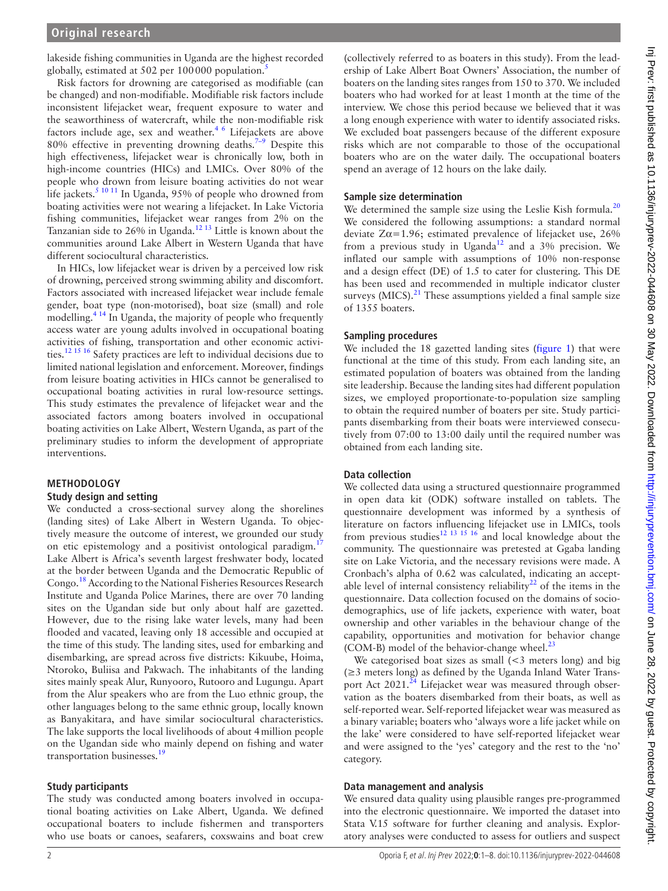lakeside fishing communities in Uganda are the highest recorded globally, estimated at 502 per 100 000 population.[5]

Risk factors for drowning are categorised as modifiable (can be changed) and non-modifiable. Modifiable risk factors include inconsistent lifejacket wear, frequent exposure to water and the seaworthiness of watercraft, while the non-modifiable risk factors include age, sex and weather.[4 6] Lifejackets are above 80% effective in preventing drowning deaths.[7–9] Despite this high effectiveness, lifejacket wear is chronically low, both in high-income countries (HICs) and LMICs. Over 80% of the people who drown from leisure boating activities do not wear life jackets.[5 10 11] In Uganda, 95% of people who drowned from boating activities were not wearing a lifejacket. In Lake Victoria fishing communities, lifejacket wear ranges from 2% on the Tanzanian side to 26% in Uganda.[12 13] Little is known about the communities around Lake Albert in Western Uganda that have different sociocultural characteristics.

In HICs, low lifejacket wear is driven by a perceived low risk of drowning, perceived strong swimming ability and discomfort. Factors associated with increased lifejacket wear include female gender, boat type (non-motorised), boat size (small) and role modelling.[4 14] In Uganda, the majority of people who frequently access water are young adults involved in occupational boating activities of fishing, transportation and other economic activities.[12 15 16] Safety practices are left to individual decisions due to limited national legislation and enforcement. Moreover, findings from leisure boating activities in HICs cannot be generalised to occupational boating activities in rural low-resource settings. This study estimates the prevalence of lifejacket wear and the associated factors among boaters involved in occupational boating activities on Lake Albert, Western Uganda, as part of the preliminary studies to inform the development of appropriate interventions.

## METHODOLOGY

### Study design and setting

We conducted a cross-sectional survey along the shorelines (landing sites) of Lake Albert in Western Uganda. To objectively measure the outcome of interest, we grounded our study on etic epistemology and a positivist ontological paradigm.[17] Lake Albert is Africa's seventh largest freshwater body, located at the border between Uganda and the Democratic Republic of Congo.[18] According to the National Fisheries Resources Research Institute and Uganda Police Marines, there are over 70 landing sites on the Ugandan side but only about half are gazetted. However, due to the rising lake water levels, many had been flooded and vacated, leaving only 18 accessible and occupied at the time of this study. The landing sites, used for embarking and disembarking, are spread across five districts: Kikuube, Hoima, Ntoroko, Buliisa and Pakwach. The inhabitants of the landing sites mainly speak Alur, Runyooro, Rutooro and Lugungu. Apart from the Alur speakers who are from the Luo ethnic group, the other languages belong to the same ethnic group, locally known as Banyakitara, and have similar sociocultural characteristics. The lake supports the local livelihoods of about 4 million people on the Ugandan side who mainly depend on fishing and water transportation businesses.[19]

### Study participants

The study was conducted among boaters involved in occupational boating activities on Lake Albert, Uganda. We defined occupational boaters to include fishermen and transporters who use boats or canoes, seafarers, coxswains and boat crew (collectively referred to as boaters in this study). From the leadership of Lake Albert Boat Owners' Association, the number of boaters on the landing sites ranges from 150 to 370. We included boaters who had worked for at least 1 month at the time of the interview. We chose this period because we believed that it was a long enough experience with water to identify associated risks. We excluded boat passengers because of the different exposure risks which are not comparable to those of the occupational boaters who are on the water daily. The occupational boaters spend an average of 12 hours on the lake daily.

### Sample size determination

We determined the sample size using the Leslie Kish formula.[20] We considered the following assumptions: a standard normal deviate $Z\alpha=1.96$; estimated prevalence of lifejacket use, 26% from a previous study in Uganda[12] and a 3% precision. We inflated our sample with assumptions of 10% non-response and a design effect (DE) of 1.5 to cater for clustering. This DE has been used and recommended in multiple indicator cluster surveys (MICS).[21] These assumptions yielded a final sample size of 1355 boaters.

### Sampling procedures

We included the 18 gazetted landing sites (figure 1) that were functional at the time of this study. From each landing site, an estimated population of boaters was obtained from the landing site leadership. Because the landing sites had different population sizes, we employed proportionate-to-population size sampling to obtain the required number of boaters per site. Study participants disembarking from their boats were interviewed consecutively from 07:00 to 13:00 daily until the required number was obtained from each landing site.

### Data collection

We collected data using a structured questionnaire programmed in open data kit (ODK) software installed on tablets. The questionnaire development was informed by a synthesis of literature on factors influencing lifejacket use in LMICs, tools from previous studies[12 13 15 16] and local knowledge about the community. The questionnaire was pretested at Ggaba landing site on Lake Victoria, and the necessary revisions were made. A Cronbach's alpha of 0.62 was calculated, indicating an acceptable level of internal consistency reliability[22] of the items in the questionnaire. Data collection focused on the domains of sociodemographics, use of life jackets, experience with water, boat ownership and other variables in the behaviour change of the capability, opportunities and motivation for behavior change (COM-B) model of the behavior-change wheel.[23]

We categorised boat sizes as small (<3 meters long) and big (≥3 meters long) as defined by the Uganda Inland Water Transport Act 2021.[24] Lifejacket wear was measured through observation as the boaters disembarked from their boats, as well as self-reported wear. Self-reported lifejacket wear was measured as a binary variable; boaters who 'always wore a life jacket while on the lake' were considered to have self-reported lifejacket wear and were assigned to the 'yes' category and the rest to the 'no' category.

### Data management and analysis

We ensured data quality using plausible ranges pre-programmed into the electronic questionnaire. We imported the dataset into Stata V.15 software for further cleaning and analysis. Exploratory analyses were conducted to assess for outliers and suspect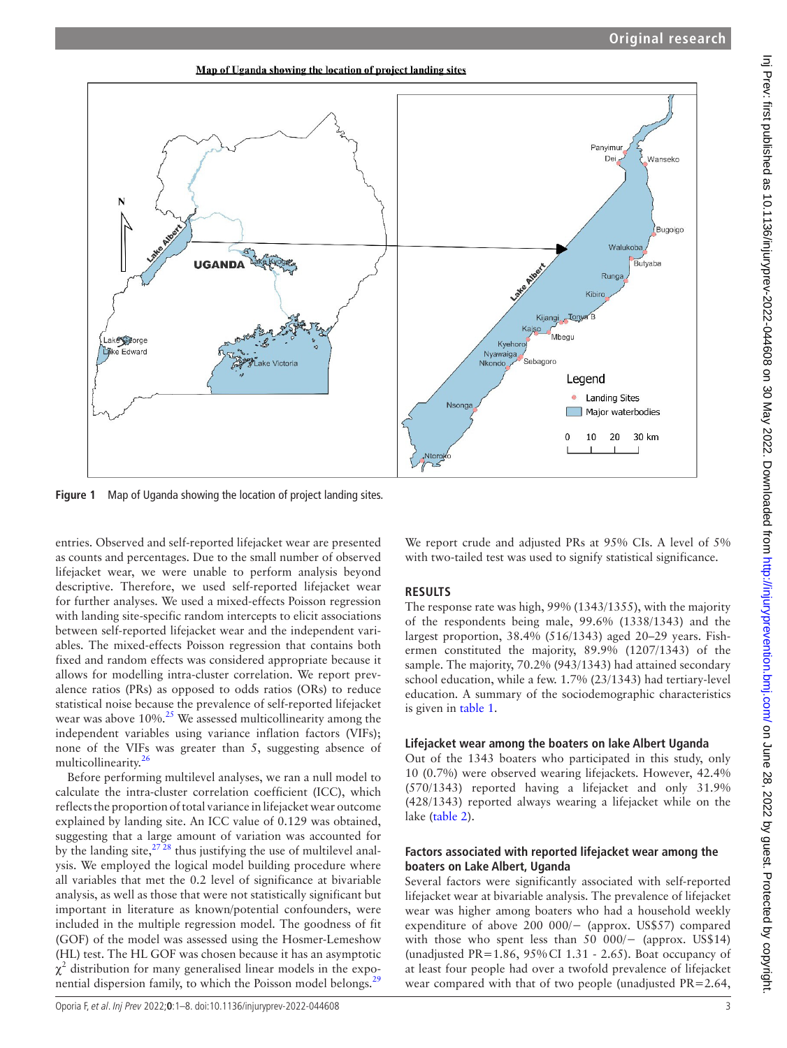Figure 1 Map of Uganda showing the location of project landing sites.

entries. Observed and self-reported lifejacket wear are presented as counts and percentages. Due to the small number of observed lifejacket wear, we were unable to perform analysis beyond descriptive. Therefore, we used self-reported lifejacket wear for further analyses. We used a mixed-effects Poisson regression with landing site-specific random intercepts to elicit associations between self-reported lifejacket wear and the independent variables. The mixed-effects Poisson regression that contains both fixed and random effects was considered appropriate because it allows for modelling intra-cluster correlation. We report prevalence ratios (PRs) as opposed to odds ratios (ORs) to reduce statistical noise because the prevalence of self-reported lifejacket wear was above 10%.[25] We assessed multicollinearity among the independent variables using variance inflation factors (VIFs); none of the VIFs was greater than 5, suggesting absence of multicollinearity.[26]

Before performing multilevel analyses, we ran a null model to calculate the intra-cluster correlation coefficient (ICC), which reflects the proportion of total variance in lifejacket wear outcome explained by landing site. An ICC value of 0.129 was obtained, suggesting that a large amount of variation was accounted for by the landing site,[27,28] thus justifying the use of multilevel analysis. We employed the logical model building procedure where all variables that met the 0.2 level of significance at bivariable analysis, as well as those that were not statistically significant but important in literature as known/potential confounders, were included in the multiple regression model. The goodness of fit (GOF) of the model was assessed using the Hosmer-Lemeshow (HL) test. The HL GOF was chosen because it has an asymptotic $\chi^2$ distribution for many generalised linear models in the exponential dispersion family, to which the Poisson model belongs.[29]

We report crude and adjusted PRs at 95% CIs. A level of 5% with two-tailed test was used to signify statistical significance.

## RESULTS

The response rate was high, 99% (1343/1355), with the majority of the respondents being male, 99.6% (1338/1343) and the largest proportion, 38.4% (516/1343) aged 20–29 years. Fishermen constituted the majority, 89.9% (1207/1343) of the sample. The majority, 70.2% (943/1343) had attained secondary school education, while a few. 1.7% (23/1343) had tertiary-level education. A summary of the sociodemographic characteristics is given in table 1.

### Lifejacket wear among the boaters on lake Albert Uganda

Out of the 1343 boaters who participated in this study, only 10 (0.7%) were observed wearing lifejackets. However, 42.4% (570/1343) reported having a lifejacket and only 31.9% (428/1343) reported always wearing a lifejacket while on the lake (table 2).

### Factors associated with reported lifejacket wear among the boaters on Lake Albert, Uganda

Several factors were significantly associated with self-reported lifejacket wear at bivariable analysis. The prevalence of lifejacket wear was higher among boaters who had a household weekly expenditure of above 200 000/− (approx. US$57) compared with those who spent less than 50 000/− (approx. US$14) (unadjusted PR=1.86, 95% CI 1.31 - 2.65). Boat occupancy of at least four people had over a twofold prevalence of lifejacket wear compared with that of two people (unadjusted PR=2.64,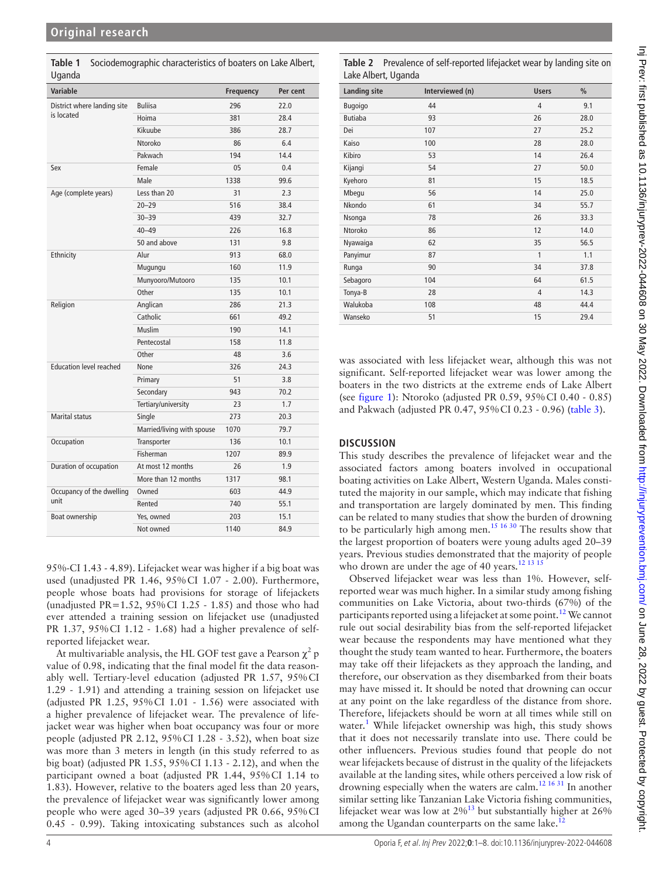**Table 1** Sociodemographic characteristics of boaters on Lake Albert, Uganda

| Variable | | Frequency | Per cent |
|---|---|---|---|
| District where landing site is located | Buliisa | 296 | 22.0 |
| | Hoima | 381 | 28.4 |
| | Kikuube | 386 | 28.7 |
| | Ntoroko | 86 | 6.4 |
| | Pakwach | 194 | 14.4 |
| Sex | Female | 05 | 0.4 |
| | Male | 1338 | 99.6 |
| Age (complete years) | Less than 20 | 31 | 2.3 |
| | 20–29 | 516 | 38.4 |
| | 30–39 | 439 | 32.7 |
| | 40–49 | 226 | 16.8 |
| | 50 and above | 131 | 9.8 |
| Ethnicity | Alur | 913 | 68.0 |
| | Mugungu | 160 | 11.9 |
| | Munyooro/Mutooro | 135 | 10.1 |
| | Other | 135 | 10.1 |
| Religion | Anglican | 286 | 21.3 |
| | Catholic | 661 | 49.2 |
| | Muslim | 190 | 14.1 |
| | Pentecostal | 158 | 11.8 |
| | Other | 48 | 3.6 |
| Education level reached | None | 326 | 24.3 |
| | Primary | 51 | 3.8 |
| | Secondary | 943 | 70.2 |
| | Tertiary/university | 23 | 1.7 |
| Marital status | Single | 273 | 20.3 |
| | Married/living with spouse | 1070 | 79.7 |
| Occupation | Transporter | 136 | 10.1 |
| | Fisherman | 1207 | 89.9 |
| Duration of occupation | At most 12 months | 26 | 1.9 |
| | More than 12 months | 1317 | 98.1 |
| Occupancy of the dwelling unit | Owned | 603 | 44.9 |
| | Rented | 740 | 55.1 |
| Boat ownership | Yes, owned | 203 | 15.1 |
| | Not owned | 1140 | 84.9 |

95%-CI 1.43 - 4.89). Lifejacket wear was higher if a big boat was used (unadjusted PR 1.46, 95% CI 1.07 - 2.00). Furthermore, people whose boats had provisions for storage of lifejackets (unadjusted PR=1.52, 95% CI 1.25 - 1.85) and those who had ever attended a training session on lifejacket use (unadjusted PR 1.37, 95% CI 1.12 - 1.68) had a higher prevalence of self-reported lifejacket wear.

At multivariable analysis, the HL GOF test gave a Pearson $\chi^2$ p value of 0.98, indicating that the final model fit the data reasonably well. Tertiary-level education (adjusted PR 1.57, 95% CI 1.29 - 1.91) and attending a training session on lifejacket use (adjusted PR 1.25, 95% CI 1.01 - 1.56) were associated with a higher prevalence of lifejacket wear. The prevalence of lifejacket wear was higher when boat occupancy was four or more people (adjusted PR 2.12, 95% CI 1.28 - 3.52), when boat size was more than 3 meters in length (in this study referred to as big boat) (adjusted PR 1.55, 95% CI 1.13 - 2.12), and when the participant owned a boat (adjusted PR 1.44, 95% CI 1.14 to 1.83). However, relative to the boaters aged less than 20 years, the prevalence of lifejacket wear was significantly lower among people who were aged 30–39 years (adjusted PR 0.66, 95% CI 0.45 - 0.99). Taking intoxicating substances such as alcohol was associated with less lifejacket wear, although this was not significant. Self-reported lifejacket wear was lower among the boaters in the two districts at the extreme ends of Lake Albert (see figure 1): Ntoroko (adjusted PR 0.59, 95% CI 0.40 - 0.85) and Pakwach (adjusted PR 0.47, 95% CI 0.23 - 0.96) (table 3).

**Table 2** Prevalence of self-reported lifejacket wear by landing site on Lake Albert, Uganda

| Landing site | Interviewed (n) | Users | % |
|---|---|---|---|
| Bugoigo | 44 | 4 | 9.1 |
| Butiaba | 93 | 26 | 28.0 |
| Dei | 107 | 27 | 25.2 |
| Kaiso | 100 | 28 | 28.0 |
| Kibiro | 53 | 14 | 26.4 |
| Kijangi | 54 | 27 | 50.0 |
| Kyehoro | 81 | 15 | 18.5 |
| Mbegu | 56 | 14 | 25.0 |
| Nkondo | 61 | 34 | 55.7 |
| Nsonga | 78 | 26 | 33.3 |
| Ntoroko | 86 | 12 | 14.0 |
| Nyawaiga | 62 | 35 | 56.5 |
| Panyimur | 87 | 1 | 1.1 |
| Runga | 90 | 34 | 37.8 |
| Sebagoro | 104 | 64 | 61.5 |
| Tonya-B | 28 | 4 | 14.3 |
| Walukoba | 108 | 48 | 44.4 |
| Wanseko | 51 | 15 | 29.4 |

## DISCUSSION

This study describes the prevalence of lifejacket wear and the associated factors among boaters involved in occupational boating activities on Lake Albert, Western Uganda. Males constituted the majority in our sample, which may indicate that fishing and transportation are largely dominated by men. This finding can be related to many studies that show the burden of drowning to be particularly high among men.[15 16 30] The results show that the largest proportion of boaters were young adults aged 20–39 years. Previous studies demonstrated that the majority of people who drown are under the age of 40 years.[12 13 15]

Observed lifejacket wear was less than 1%. However, self-reported wear was much higher. In a similar study among fishing communities on Lake Victoria, about two-thirds (67%) of the participants reported using a lifejacket at some point.[12] We cannot rule out social desirability bias from the self-reported lifejacket wear because the respondents may have mentioned what they thought the study team wanted to hear. Furthermore, the boaters may take off their lifejackets as they approach the landing, and therefore, our observation as they disembarked from their boats may have missed it. It should be noted that drowning can occur at any point on the lake regardless of the distance from shore. Therefore, lifejackets should be worn at all times while still on water.[1] While lifejacket ownership was high, this study shows that it does not necessarily translate into use. There could be other influencers. Previous studies found that people do not wear lifejackets because of distrust in the quality of the lifejackets available at the landing sites, while others perceived a low risk of drowning especially when the waters are calm.[12 16 31] In another similar setting like Tanzanian Lake Victoria fishing communities, lifejacket wear was low at 2%[13] but substantially higher at 26% among the Ugandan counterparts on the same lake.[12]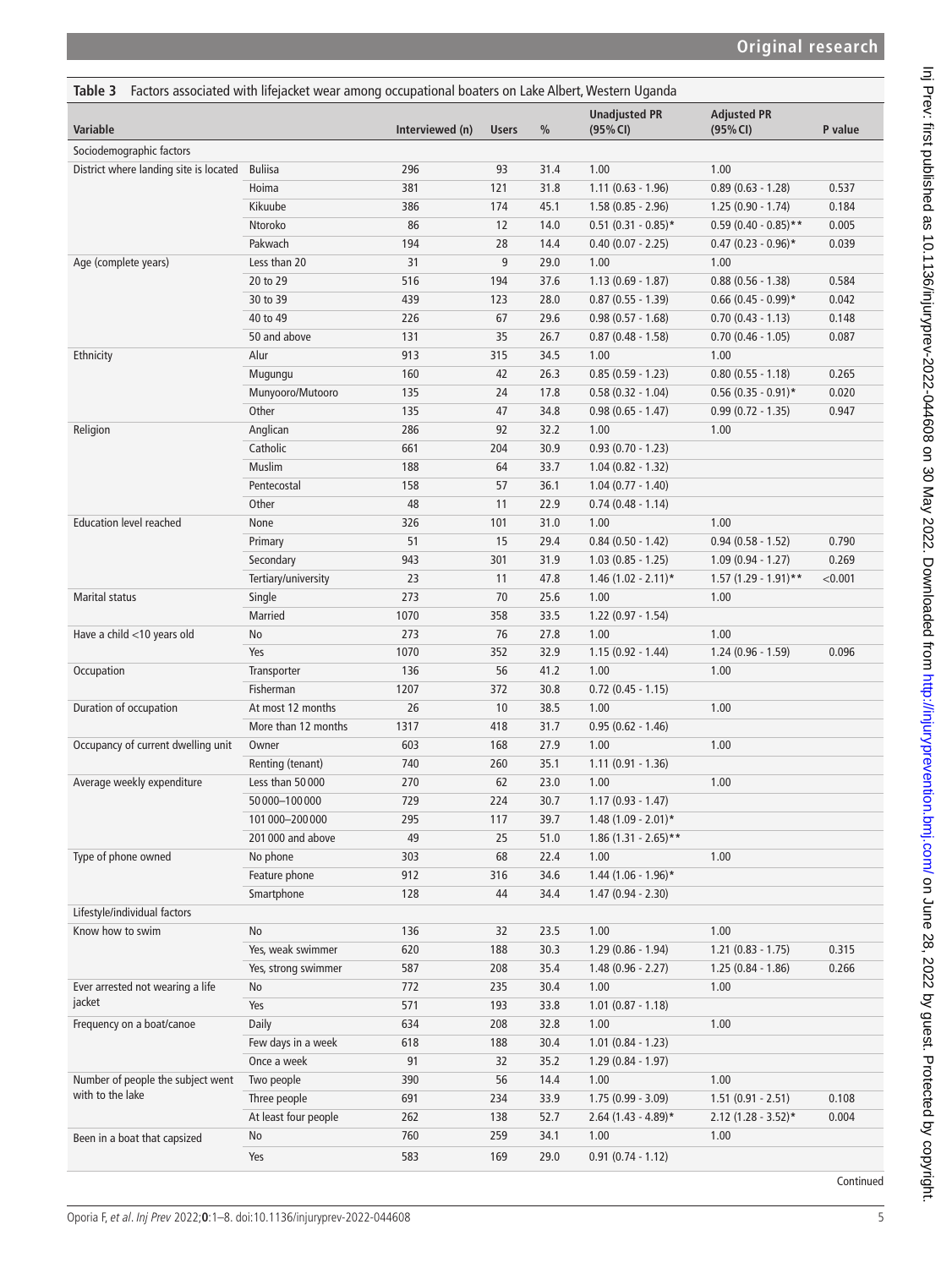**Table 3** Factors associated with lifejacket wear among occupational boaters on Lake Albert, Western Uganda

| Variable | | Interviewed (n) | Users | % | Unadjusted PR (95% CI) | Adjusted PR (95% CI) | P value |
|---|---|---|---|---|---|---|---|
| Sociodemographic factors | | | | | | | |
| District where landing site is located | Buliisa | 296 | 93 | 31.4 | 1.00 | 1.00 | |
| | Hoima | 381 | 121 | 31.8 | 1.11 (0.63 - 1.96) | 0.89 (0.63 - 1.28) | 0.537 |
| | Kikuube | 386 | 174 | 45.1 | 1.58 (0.85 - 2.96) | 1.25 (0.90 - 1.74) | 0.184 |
| | Ntoroko | 86 | 12 | 14.0 | 0.51 (0.31 - 0.85)* | 0.59 (0.40 - 0.85)** | 0.005 |
| | Pakwach | 194 | 28 | 14.4 | 0.40 (0.07 - 2.25) | 0.47 (0.23 - 0.96)* | 0.039 |
| Age (complete years) | Less than 20 | 31 | 9 | 29.0 | 1.00 | 1.00 | |
| | 20 to 29 | 516 | 194 | 37.6 | 1.13 (0.69 - 1.87) | 0.88 (0.56 - 1.38) | 0.584 |
| | 30 to 39 | 439 | 123 | 28.0 | 0.87 (0.55 - 1.39) | 0.66 (0.45 - 0.99)* | 0.042 |
| | 40 to 49 | 226 | 67 | 29.6 | 0.98 (0.57 - 1.68) | 0.70 (0.43 - 1.13) | 0.148 |
| | 50 and above | 131 | 35 | 26.7 | 0.87 (0.48 - 1.58) | 0.70 (0.46 - 1.05) | 0.087 |
| Ethnicity | Alur | 913 | 315 | 34.5 | 1.00 | 1.00 | |
| | Mugungu | 160 | 42 | 26.3 | 0.85 (0.59 - 1.23) | 0.80 (0.55 - 1.18) | 0.265 |
| | Munyooro/Mutooro | 135 | 24 | 17.8 | 0.58 (0.32 - 1.04) | 0.56 (0.35 - 0.91)* | 0.020 |
| | Other | 135 | 47 | 34.8 | 0.98 (0.65 - 1.47) | 0.99 (0.72 - 1.35) | 0.947 |
| Religion | Anglican | 286 | 92 | 32.2 | 1.00 | 1.00 | |
| | Catholic | 661 | 204 | 30.9 | 0.93 (0.70 - 1.23) | | |
| | Muslim | 188 | 64 | 33.7 | 1.04 (0.82 - 1.32) | | |
| | Pentecostal | 158 | 57 | 36.1 | 1.04 (0.77 - 1.40) | | |
| | Other | 48 | 11 | 22.9 | 0.74 (0.48 - 1.14) | | |
| Education level reached | None | 326 | 101 | 31.0 | 1.00 | 1.00 | |
| | Primary | 51 | 15 | 29.4 | 0.84 (0.50 - 1.42) | 0.94 (0.58 - 1.52) | 0.790 |
| | Secondary | 943 | 301 | 31.9 | 1.03 (0.85 - 1.25) | 1.09 (0.94 - 1.27) | 0.269 |
| | Tertiary/university | 23 | 11 | 47.8 | 1.46 (1.02 - 2.11)* | 1.57 (1.29 - 1.91)** | <0.001 |
| Marital status | Single | 273 | 70 | 25.6 | 1.00 | 1.00 | |
| | Married | 1070 | 358 | 33.5 | 1.22 (0.97 - 1.54) | | |
| Have a child <10 years old | No | 273 | 76 | 27.8 | 1.00 | 1.00 | |
| | Yes | 1070 | 352 | 32.9 | 1.15 (0.92 - 1.44) | 1.24 (0.96 - 1.59) | 0.096 |
| Occupation | Transporter | 136 | 56 | 41.2 | 1.00 | 1.00 | |
| | Fisherman | 1207 | 372 | 30.8 | 0.72 (0.45 - 1.15) | | |
| Duration of occupation | At most 12 months | 26 | 10 | 38.5 | 1.00 | 1.00 | |
| | More than 12 months | 1317 | 418 | 31.7 | 0.95 (0.62 - 1.46) | | |
| Occupancy of current dwelling unit | Owner | 603 | 168 | 27.9 | 1.00 | 1.00 | |
| | Renting (tenant) | 740 | 260 | 35.1 | 1.11 (0.91 - 1.36) | | |
| Average weekly expenditure | Less than 50 000 | 270 | 62 | 23.0 | 1.00 | 1.00 | |
| | 50 000–100 000 | 729 | 224 | 30.7 | 1.17 (0.93 - 1.47) | | |
| | 101 000–200 000 | 295 | 117 | 39.7 | 1.48 (1.09 - 2.01)* | | |
| | 201 000 and above | 49 | 25 | 51.0 | 1.86 (1.31 - 2.65)** | | |
| Type of phone owned | No phone | 303 | 68 | 22.4 | 1.00 | 1.00 | |
| | Feature phone | 912 | 316 | 34.6 | 1.44 (1.06 - 1.96)* | | |
| | Smartphone | 128 | 44 | 34.4 | 1.47 (0.94 - 2.30) | | |
| Lifestyle/individual factors | | | | | | | |
| Know how to swim | No | 136 | 32 | 23.5 | 1.00 | 1.00 | |
| | Yes, weak swimmer | 620 | 188 | 30.3 | 1.29 (0.86 - 1.94) | 1.21 (0.83 - 1.75) | 0.315 |
| | Yes, strong swimmer | 587 | 208 | 35.4 | 1.48 (0.96 - 2.27) | 1.25 (0.84 - 1.86) | 0.266 |
| Ever arrested not wearing a life jacket | No | 772 | 235 | 30.4 | 1.00 | 1.00 | |
| | Yes | 571 | 193 | 33.8 | 1.01 (0.87 - 1.18) | | |
| Frequency on a boat/canoe | Daily | 634 | 208 | 32.8 | 1.00 | 1.00 | |
| | Few days in a week | 618 | 188 | 30.4 | 1.01 (0.84 - 1.23) | | |
| | Once a week | 91 | 32 | 35.2 | 1.29 (0.84 - 1.97) | | |
| Number of people the subject went with to the lake | Two people | 390 | 56 | 14.4 | 1.00 | 1.00 | |
| | Three people | 691 | 234 | 33.9 | 1.75 (0.99 - 3.09) | 1.51 (0.91 - 2.51) | 0.108 |
| | At least four people | 262 | 138 | 52.7 | 2.64 (1.43 - 4.89)* | 2.12 (1.28 - 3.52)* | 0.004 |
| Been in a boat that capsized | No | 760 | 259 | 34.1 | 1.00 | 1.00 | |
| | Yes | 583 | 169 | 29.0 | 0.91 (0.74 - 1.12) | | |

Continued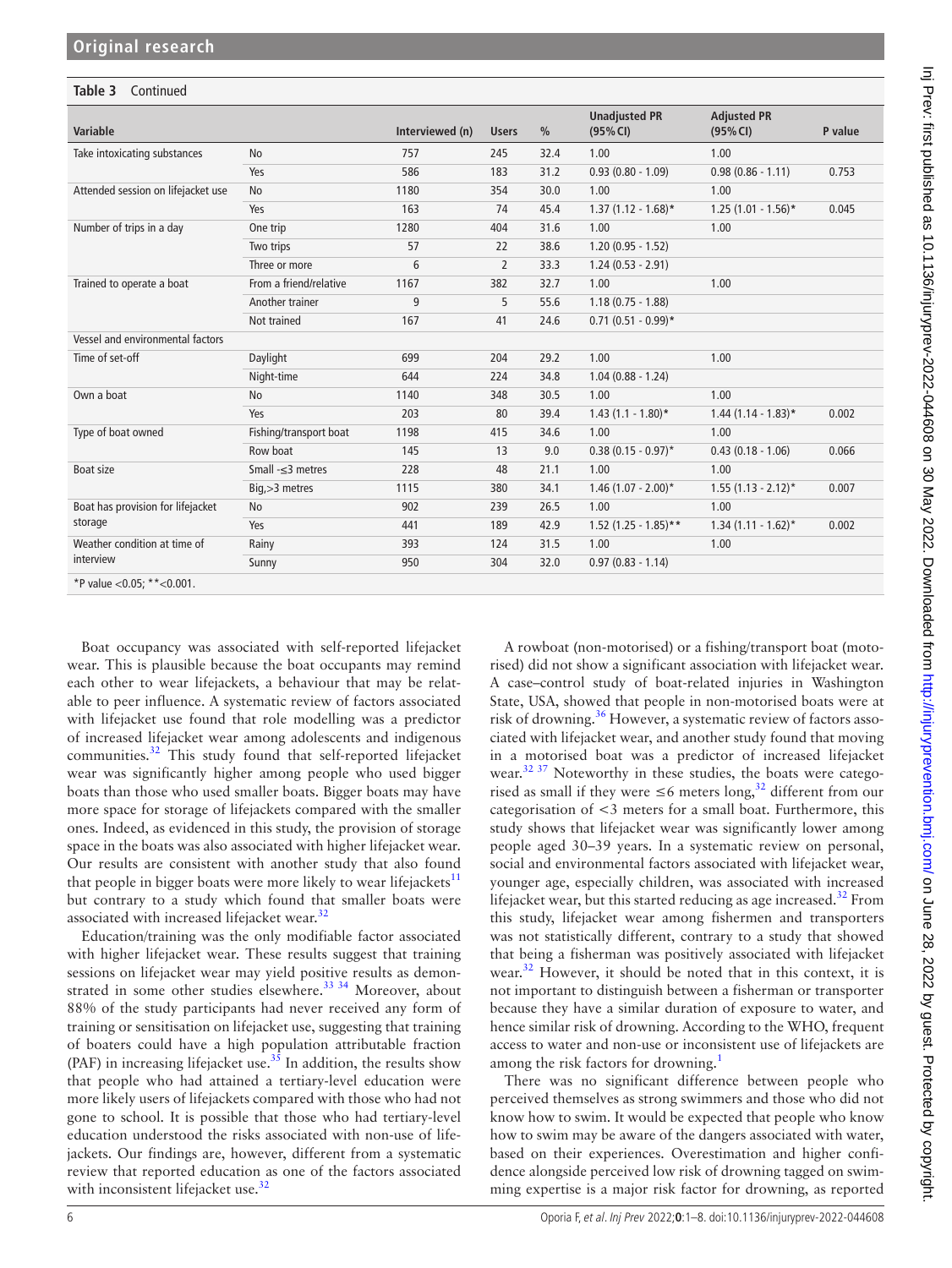**Table 3** Continued

| Variable | | Interviewed (n) | Users | % | Unadjusted PR (95% CI) | Adjusted PR (95% CI) | P value |
|---|---|---|---|---|---|---|---|
| Take intoxicating substances | No | 757 | 245 | 32.4 | 1.00 | 1.00 | |
| | Yes | 586 | 183 | 31.2 | 0.93 (0.80 - 1.09) | 0.98 (0.86 - 1.11) | 0.753 |
| Attended session on lifejacket use | No | 1180 | 354 | 30.0 | 1.00 | 1.00 | |
| | Yes | 163 | 74 | 45.4 | 1.37 (1.12 - 1.68)* | 1.25 (1.01 - 1.56)* | 0.045 |
| Number of trips in a day | One trip | 1280 | 404 | 31.6 | 1.00 | 1.00 | |
| | Two trips | 57 | 22 | 38.6 | 1.20 (0.95 - 1.52) | | |
| | Three or more | 6 | 2 | 33.3 | 1.24 (0.53 - 2.91) | | |
| Trained to operate a boat | From a friend/relative | 1167 | 382 | 32.7 | 1.00 | 1.00 | |
| | Another trainer | 9 | 5 | 55.6 | 1.18 (0.75 - 1.88) | | |
| | Not trained | 167 | 41 | 24.6 | 0.71 (0.51 - 0.99)* | | |
| Vessel and environmental factors | | | | | | | |
| Time of set-off | Daylight | 699 | 204 | 29.2 | 1.00 | 1.00 | |
| | Night-time | 644 | 224 | 34.8 | 1.04 (0.88 - 1.24) | | |
| Own a boat | No | 1140 | 348 | 30.5 | 1.00 | 1.00 | |
| | Yes | 203 | 80 | 39.4 | 1.43 (1.1 - 1.80)* | 1.44 (1.14 - 1.83)* | 0.002 |
| Type of boat owned | Fishing/transport boat | 1198 | 415 | 34.6 | 1.00 | 1.00 | |
| | Row boat | 145 | 13 | 9.0 | 0.38 (0.15 - 0.97)* | 0.43 (0.18 - 1.06) | 0.066 |
| Boat size | Small -≤3 metres | 228 | 48 | 21.1 | 1.00 | 1.00 | |
| | Big,>3 metres | 1115 | 380 | 34.1 | 1.46 (1.07 - 2.00)* | 1.55 (1.13 - 2.12)* | 0.007 |
| Boat has provision for lifejacket storage | No | 902 | 239 | 26.5 | 1.00 | 1.00 | |
| | Yes | 441 | 189 | 42.9 | 1.52 (1.25 - 1.85)** | 1.34 (1.11 - 1.62)* | 0.002 |
| Weather condition at time of interview | Rainy | 393 | 124 | 31.5 | 1.00 | 1.00 | |
| | Sunny | 950 | 304 | 32.0 | 0.97 (0.83 - 1.14) | | |

*P value <0.05; **<0.001.

Boat occupancy was associated with self-reported lifejacket wear. This is plausible because the boat occupants may remind each other to wear lifejackets, a behaviour that may be relatable to peer influence. A systematic review of factors associated with lifejacket use found that role modelling was a predictor of increased lifejacket wear among adolescents and indigenous communities.[32] This study found that self-reported lifejacket wear was significantly higher among people who used bigger boats than those who used smaller boats. Bigger boats may have more space for storage of lifejackets compared with the smaller ones. Indeed, as evidenced in this study, the provision of storage space in the boats was also associated with higher lifejacket wear. Our results are consistent with another study that also found that people in bigger boats were more likely to wear lifejackets[11] but contrary to a study which found that smaller boats were associated with increased lifejacket wear.[32]

Education/training was the only modifiable factor associated with higher lifejacket wear. These results suggest that training sessions on lifejacket wear may yield positive results as demonstrated in some other studies elsewhere.[33,34] Moreover, about 88% of the study participants had never received any form of training or sensitisation on lifejacket use, suggesting that training of boaters could have a high population attributable fraction (PAF) in increasing lifejacket use.[35] In addition, the results show that people who had attained a tertiary-level education were more likely users of lifejackets compared with those who had not gone to school. It is possible that those who had tertiary-level education understood the risks associated with non-use of lifejackets. Our findings are, however, different from a systematic review that reported education as one of the factors associated with inconsistent lifejacket use.[32]

A rowboat (non-motorised) or a fishing/transport boat (motorised) did not show a significant association with lifejacket wear. A case–control study of boat-related injuries in Washington State, USA, showed that people in non-motorised boats were at risk of drowning.[36] However, a systematic review of factors associated with lifejacket wear, and another study found that moving in a motorised boat was a predictor of increased lifejacket wear.[32,37] Noteworthy in these studies, the boats were categorised as small if they were ≤6 meters long,[32] different from our categorisation of <3 meters for a small boat. Furthermore, this study shows that lifejacket wear was significantly lower among people aged 30–39 years. In a systematic review on personal, social and environmental factors associated with lifejacket wear, younger age, especially children, was associated with increased lifejacket wear, but this started reducing as age increased.[32] From this study, lifejacket wear among fishermen and transporters was not statistically different, contrary to a study that showed that being a fisherman was positively associated with lifejacket wear.[32] However, it should be noted that in this context, it is not important to distinguish between a fisherman or transporter because they have a similar duration of exposure to water, and hence similar risk of drowning. According to the WHO, frequent access to water and non-use or inconsistent use of lifejackets are among the risk factors for drowning.[1]

There was no significant difference between people who perceived themselves as strong swimmers and those who did not know how to swim. It would be expected that people who know how to swim may be aware of the dangers associated with water, based on their experiences. Overestimation and higher confidence alongside perceived low risk of drowning tagged on swimming expertise is a major risk factor for drowning, as reported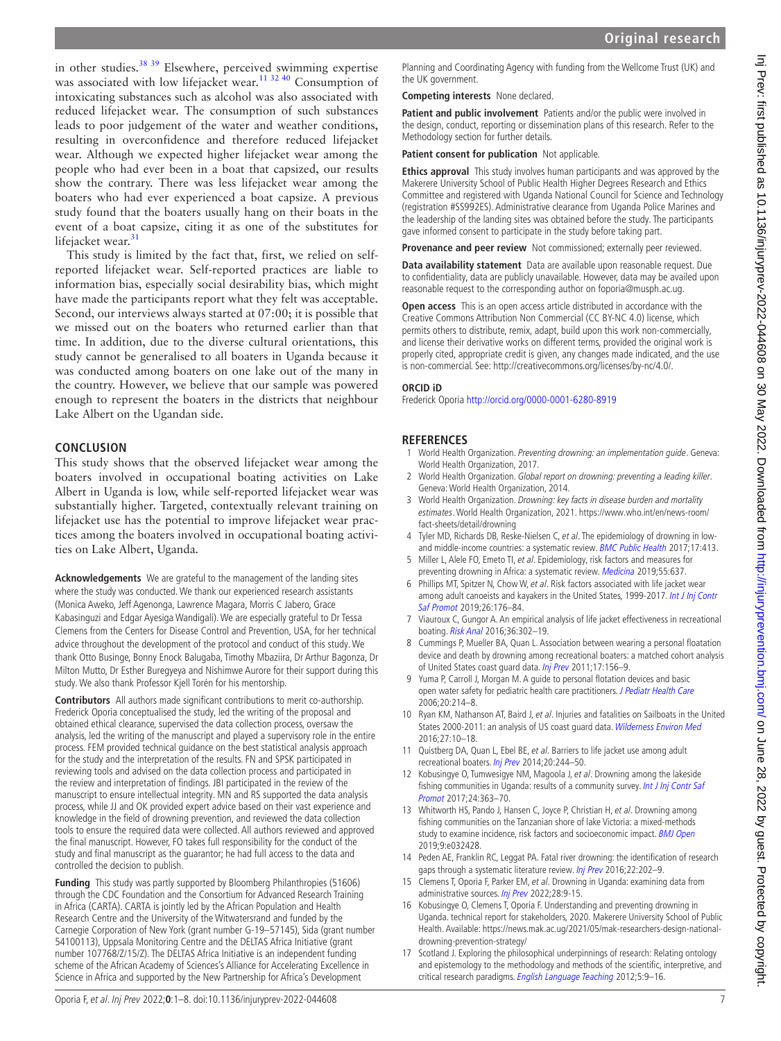in other studies.[38 39] Elsewhere, perceived swimming expertise was associated with low lifejacket wear.[11 32 40] Consumption of intoxicating substances such as alcohol was also associated with reduced lifejacket wear. The consumption of such substances leads to poor judgement of the water and weather conditions, resulting in overconfidence and therefore reduced lifejacket wear. Although we expected higher lifejacket wear among the people who had ever been in a boat that capsized, our results show the contrary. There was less lifejacket wear among the boaters who had ever experienced a boat capsize. A previous study found that the boaters usually hang on their boats in the event of a boat capsize, citing it as one of the substitutes for lifejacket wear.[31]

This study is limited by the fact that, first, we relied on self-reported lifejacket wear. Self-reported practices are liable to information bias, especially social desirability bias, which might have made the participants report what they felt was acceptable. Second, our interviews always started at 07:00; it is possible that we missed out on the boaters who returned earlier than that time. In addition, due to the diverse cultural orientations, this study cannot be generalised to all boaters in Uganda because it was conducted among boaters on one lake out of the many in the country. However, we believe that our sample was powered enough to represent the boaters in the districts that neighbour Lake Albert on the Ugandan side.

## CONCLUSION

This study shows that the observed lifejacket wear among the boaters involved in occupational boating activities on Lake Albert in Uganda is low, while self-reported lifejacket wear was substantially higher. Targeted, contextually relevant training on lifejacket use has the potential to improve lifejacket wear practices among the boaters involved in occupational boating activities on Lake Albert, Uganda.

**Acknowledgements** We are grateful to the management of the landing sites where the study was conducted. We thank our experienced research assistants (Monica Aweko, Jeff Agenonga, Lawrence Magara, Morris C Jabero, Grace Kabasinguzi and Edgar Ayesiga Wandigali). We are especially grateful to Dr Tessa Clemens from the Centers for Disease Control and Prevention, USA, for her technical advice throughout the development of the protocol and conduct of this study. We thank Otto Businge, Bonny Enock Balugaba, Timothy Mbaziira, Dr Arthur Bagonza, Dr Milton Mutto, Dr Esther Buregyeya and Nishimwe Aurore for their support during this study. We also thank Professor Kjell Torén for his mentorship.

**Contributors** All authors made significant contributions to merit co-authorship. Frederick Oporia conceptualised the study, led the writing of the proposal and obtained ethical clearance, supervised the data collection process, oversaw the analysis, led the writing of the manuscript and played a supervisory role in the entire process. FEM provided technical guidance on the best statistical analysis approach for the study and the interpretation of the results. FN and SPSK participated in reviewing tools and advised on the data collection process and participated in the review and interpretation of findings. JBI participated in the review of the manuscript to ensure intellectual integrity. MN and RS supported the data analysis process, while JJ and OK provided expert advice based on their vast experience and knowledge in the field of drowning prevention, and reviewed the data collection tools to ensure the required data were collected. All authors reviewed and approved the final manuscript. However, FO takes full responsibility for the conduct of the study and final manuscript as the guarantor; he had full access to the data and controlled the decision to publish.

**Funding** This study was partly supported by Bloomberg Philanthropies (51606) through the CDC Foundation and the Consortium for Advanced Research Training in Africa (CARTA). CARTA is jointly led by the African Population and Health Research Centre and the University of the Witwatersrand and funded by the Carnegie Corporation of New York (grant number G-19–57145), Sida (grant number 54100113), Uppsala Monitoring Centre and the DELTAS Africa Initiative (grant number 107768/Z/15/Z). The DELTAS Africa Initiative is an independent funding scheme of the African Academy of Sciences's Alliance for Accelerating Excellence in Science in Africa and supported by the New Partnership for Africa's Development Planning and Coordinating Agency with funding from the Wellcome Trust (UK) and the UK government.

**Competing interests** None declared.

**Patient and public involvement** Patients and/or the public were involved in the design, conduct, reporting or dissemination plans of this research. Refer to the Methodology section for further details.

**Patient consent for publication** Not applicable.

**Ethics approval** This study involves human participants and was approved by the Makerere University School of Public Health Higher Degrees Research and Ethics Committee and registered with Uganda National Council for Science and Technology (registration #SS992ES). Administrative clearance from Uganda Police Marines and the leadership of the landing sites was obtained before the study. The participants gave informed consent to participate in the study before taking part.

**Provenance and peer review** Not commissioned; externally peer reviewed.

**Data availability statement** Data are available upon reasonable request. Due to confidentiality, data are publicly unavailable. However, data may be availed upon reasonable request to the corresponding author on foporia@musph.ac.ug.

**Open access** This is an open access article distributed in accordance with the Creative Commons Attribution Non Commercial (CC BY-NC 4.0) license, which permits others to distribute, remix, adapt, build upon this work non-commercially, and license their derivative works on different terms, provided the original work is properly cited, appropriate credit is given, any changes made indicated, and the use is non-commercial. See: http://creativecommons.org/licenses/by-nc/4.0/.

### ORCID iD

Frederick Oporia http://orcid.org/0000-0001-6280-8919

## REFERENCES

1. World Health Organization. *Preventing drowning: an implementation guide*. Geneva: World Health Organization, 2017.
2. World Health Organization. *Global report on drowning: preventing a leading killer*. Geneva: World Health Organization, 2014.
3. World Health Organization. *Drowning: key facts in disease burden and mortality estimates*. World Health Organization, 2021. https://www.who.int/en/news-room/fact-sheets/detail/drowning
4. Tyler MD, Richards DB, Reske-Nielsen C, *et al*. The epidemiology of drowning in low- and middle-income countries: a systematic review. *BMC Public Health* 2017;17:413.
5. Miller L, Alele FO, Emeto TI, *et al*. Epidemiology, risk factors and measures for preventing drowning in Africa: a systematic review. *Medicina* 2019;55:637.
6. Phillips MT, Spitzer N, Chow W, *et al*. Risk factors associated with life jacket wear among adult canoeists and kayakers in the United States, 1999-2017. *Int J Inj Contr Saf Promot* 2019;26:176–84.
7. Viauroux C, Gungor A. An empirical analysis of life jacket effectiveness in recreational boating. *Risk Anal* 2016;36:302–19.
8. Cummings P, Mueller BA, Quan L. Association between wearing a personal floatation device and death by drowning among recreational boaters: a matched cohort analysis of United States coast guard data. *Inj Prev* 2011;17:156–9.
9. Yuma P, Carroll J, Morgan M. A guide to personal flotation devices and basic open water safety for pediatric health care practitioners. *J Pediatr Health Care* 2006;20:214–8.
10. Ryan KM, Nathanson AT, Baird J, *et al*. Injuries and fatalities on Sailboats in the United States 2000-2011: an analysis of US coast guard data. *Wilderness Environ Med* 2016;27:10–18.
11. Quistberg DA, Quan L, Ebel BE, *et al*. Barriers to life jacket use among adult recreational boaters. *Inj Prev* 2014;20:244–50.
12. Kobusingye O, Tumwesigye NM, Magoola J, *et al*. Drowning among the lakeside fishing communities in Uganda: results of a community survey. *Int J Inj Contr Saf Promot* 2017;24:363–70.
13. Whitworth HS, Pando J, Hansen C, Joyce P, Christian H, *et al*. Drowning among fishing communities on the Tanzanian shore of lake Victoria: a mixed-methods study to examine incidence, risk factors and socioeconomic impact. *BMJ Open* 2019;9:e032428.
14. Peden AE, Franklin RC, Leggat PA. Fatal river drowning: the identification of research gaps through a systematic literature review. *Inj Prev* 2016;22:202–9.
15. Clemens T, Oporia F, Parker EM, *et al*. Drowning in Uganda: examining data from administrative sources. *Inj Prev* 2022;28:9-15.
16. Kobusingye O, Clemens T, Oporia F. Understanding and preventing drowning in Uganda. technical report for stakeholders, 2020. Makerere University School of Public Health. Available: https://news.mak.ac.ug/2021/05/mak-researchers-design-national-drowning-prevention-strategy/
17. Scotland J. Exploring the philosophical underpinnings of research: Relating ontology and epistemology to the methodology and methods of the scientific, interpretive, and critical research paradigms. *English Language Teaching* 2012;5:9–16.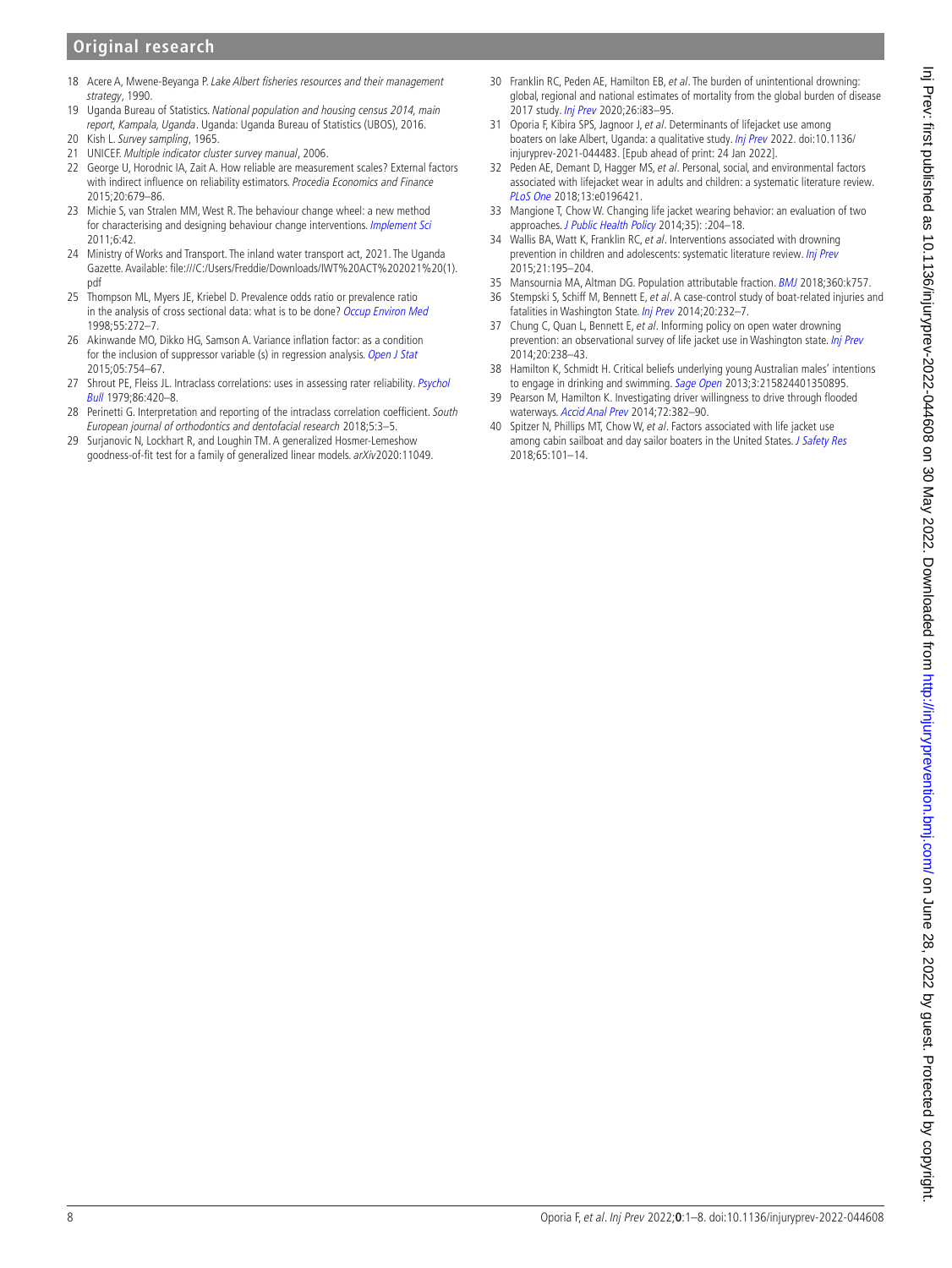18 Acere A, Mwene-Beyanga P. *Lake Albert fisheries resources and their management strategy*, 1990.

19 Uganda Bureau of Statistics. *National population and housing census 2014, main report, Kampala, Uganda*. Uganda: Uganda Bureau of Statistics (UBOS), 2016.

20 Kish L. *Survey sampling*, 1965.

21 UNICEF. *Multiple indicator cluster survey manual*, 2006.

22 George U, Horodnic IA, Zait A. How reliable are measurement scales? External factors with indirect influence on reliability estimators. *Procedia Economics and Finance* 2015;20:679–86.

23 Michie S, van Stralen MM, West R. The behaviour change wheel: a new method for characterising and designing behaviour change interventions. *Implement Sci* 2011;6:42.

24 Ministry of Works and Transport. The inland water transport act, 2021. The Uganda Gazette. Available: file:///C:/Users/Freddie/Downloads/IWT%20ACT%202021%20(1).pdf

25 Thompson ML, Myers JE, Kriebel D. Prevalence odds ratio or prevalence ratio in the analysis of cross sectional data: what is to be done? *Occup Environ Med* 1998;55:272–7.

26 Akinwande MO, Dikko HG, Samson A. Variance inflation factor: as a condition for the inclusion of suppressor variable (s) in regression analysis. *Open J Stat* 2015;05:754–67.

27 Shrout PE, Fleiss JL. Intraclass correlations: uses in assessing rater reliability. *Psychol Bull* 1979;86:420–8.

28 Perinetti G. Interpretation and reporting of the intraclass correlation coefficient. *South European journal of orthodontics and dentofacial research* 2018;5:3–5.

29 Surjanovic N, Lockhart R, and Loughin TM. A generalized Hosmer-Lemeshow goodness-of-fit test for a family of generalized linear models. *arXiv*2020:11049.

30 Franklin RC, Peden AE, Hamilton EB, *et al*. The burden of unintentional drowning: global, regional and national estimates of mortality from the global burden of disease 2017 study. *Inj Prev* 2020;26:i83–95.

31 Oporia F, Kibira SPS, Jagnoor J, *et al*. Determinants of lifejacket use among boaters on lake Albert, Uganda: a qualitative study. *Inj Prev* 2022. doi:10.1136/injuryprev-2021-044483. [Epub ahead of print: 24 Jan 2022].

32 Peden AE, Demant D, Hagger MS, *et al*. Personal, social, and environmental factors associated with lifejacket wear in adults and children: a systematic literature review. *PLoS One* 2018;13:e0196421.

33 Mangione T, Chow W. Changing life jacket wearing behavior: an evaluation of two approaches. *J Public Health Policy* 2014;35): :204–18.

34 Wallis BA, Watt K, Franklin RC, *et al*. Interventions associated with drowning prevention in children and adolescents: systematic literature review. *Inj Prev* 2015;21:195–204.

35 Mansournia MA, Altman DG. Population attributable fraction. *BMJ* 2018;360:k757.

36 Stempski S, Schiff M, Bennett E, *et al*. A case-control study of boat-related injuries and fatalities in Washington State. *Inj Prev* 2014;20:232–7.

37 Chung C, Quan L, Bennett E, *et al*. Informing policy on open water drowning prevention: an observational survey of life jacket use in Washington state. *Inj Prev* 2014;20:238–43.

38 Hamilton K, Schmidt H. Critical beliefs underlying young Australian males' intentions to engage in drinking and swimming. *Sage Open* 2013;3:215824401350895.

39 Pearson M, Hamilton K. Investigating driver willingness to drive through flooded waterways. *Accid Anal Prev* 2014;72:382–90.

40 Spitzer N, Phillips MT, Chow W, *et al*. Factors associated with life jacket use among cabin sailboat and day sailor boaters in the United States. *J Safety Res* 2018;65:101–14.